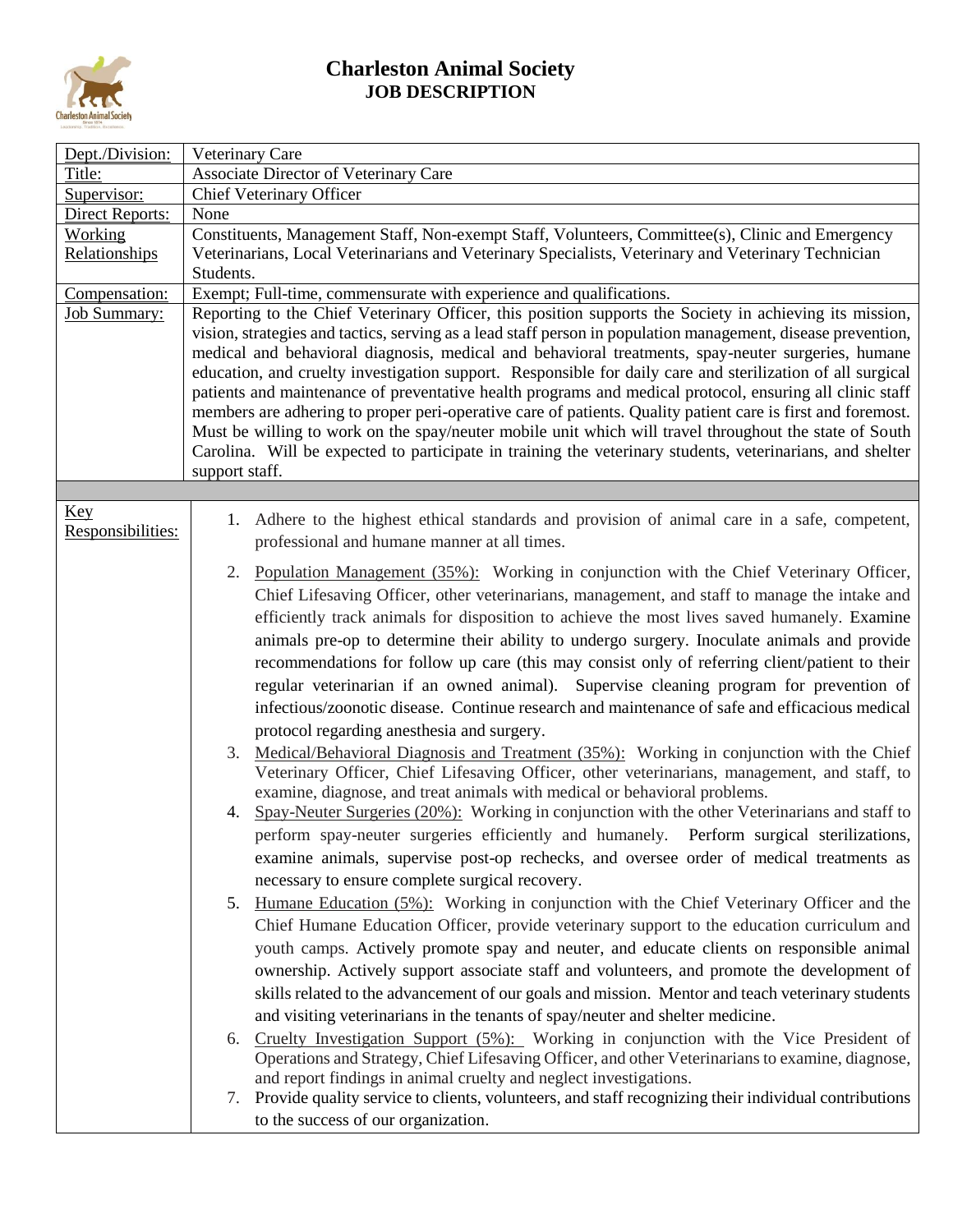# Charleston Animal Society
## JOB DESCRIPTION

| Dept./Division: | Veterinary Care |
|---|---|
| Title: | Associate Director of Veterinary Care |
| Supervisor: | Chief Veterinary Officer |
| Direct Reports: | None |
| Working Relationships | Constituents, Management Staff, Non-exempt Staff, Volunteers, Committee(s), Clinic and Emergency Veterinarians, Local Veterinarians and Veterinary Specialists, Veterinary and Veterinary Technician Students. |
| Compensation: | Exempt; Full-time, commensurate with experience and qualifications. |
| Job Summary: | Reporting to the Chief Veterinary Officer, this position supports the Society in achieving its mission, vision, strategies and tactics, serving as a lead staff person in population management, disease prevention, medical and behavioral diagnosis, medical and behavioral treatments, spay-neuter surgeries, humane education, and cruelty investigation support. Responsible for daily care and sterilization of all surgical patients and maintenance of preventative health programs and medical protocol, ensuring all clinic staff members are adhering to proper peri-operative care of patients. Quality patient care is first and foremost. Must be willing to work on the spay/neuter mobile unit which will travel throughout the state of South Carolina. Will be expected to participate in training the veterinary students, veterinarians, and shelter support staff. |
| | |
| Key Responsibilities: | 1. Adhere to the highest ethical standards and provision of animal care in a safe, competent, professional and humane manner at all times.<br>2. Population Management (35%): Working in conjunction with the Chief Veterinary Officer, Chief Lifesaving Officer, other veterinarians, management, and staff to manage the intake and efficiently track animals for disposition to achieve the most lives saved humanely. Examine animals pre-op to determine their ability to undergo surgery. Inoculate animals and provide recommendations for follow up care (this may consist only of referring client/patient to their regular veterinarian if an owned animal). Supervise cleaning program for prevention of infectious/zoonotic disease. Continue research and maintenance of safe and efficacious medical protocol regarding anesthesia and surgery.<br>3. Medical/Behavioral Diagnosis and Treatment (35%): Working in conjunction with the Chief Veterinary Officer, Chief Lifesaving Officer, other veterinarians, management, and staff, to examine, diagnose, and treat animals with medical or behavioral problems.<br>4. Spay-Neuter Surgeries (20%): Working in conjunction with the other Veterinarians and staff to perform spay-neuter surgeries efficiently and humanely. Perform surgical sterilizations, examine animals, supervise post-op rechecks, and oversee order of medical treatments as necessary to ensure complete surgical recovery.<br>5. Humane Education (5%): Working in conjunction with the Chief Veterinary Officer and the Chief Humane Education Officer, provide veterinary support to the education curriculum and youth camps. Actively promote spay and neuter, and educate clients on responsible animal ownership. Actively support associate staff and volunteers, and promote the development of skills related to the advancement of our goals and mission. Mentor and teach veterinary students and visiting veterinarians in the tenants of spay/neuter and shelter medicine.<br>6. Cruelty Investigation Support (5%): Working in conjunction with the Vice President of Operations and Strategy, Chief Lifesaving Officer, and other Veterinarians to examine, diagnose, and report findings in animal cruelty and neglect investigations.<br>7. Provide quality service to clients, volunteers, and staff recognizing their individual contributions to the success of our organization. |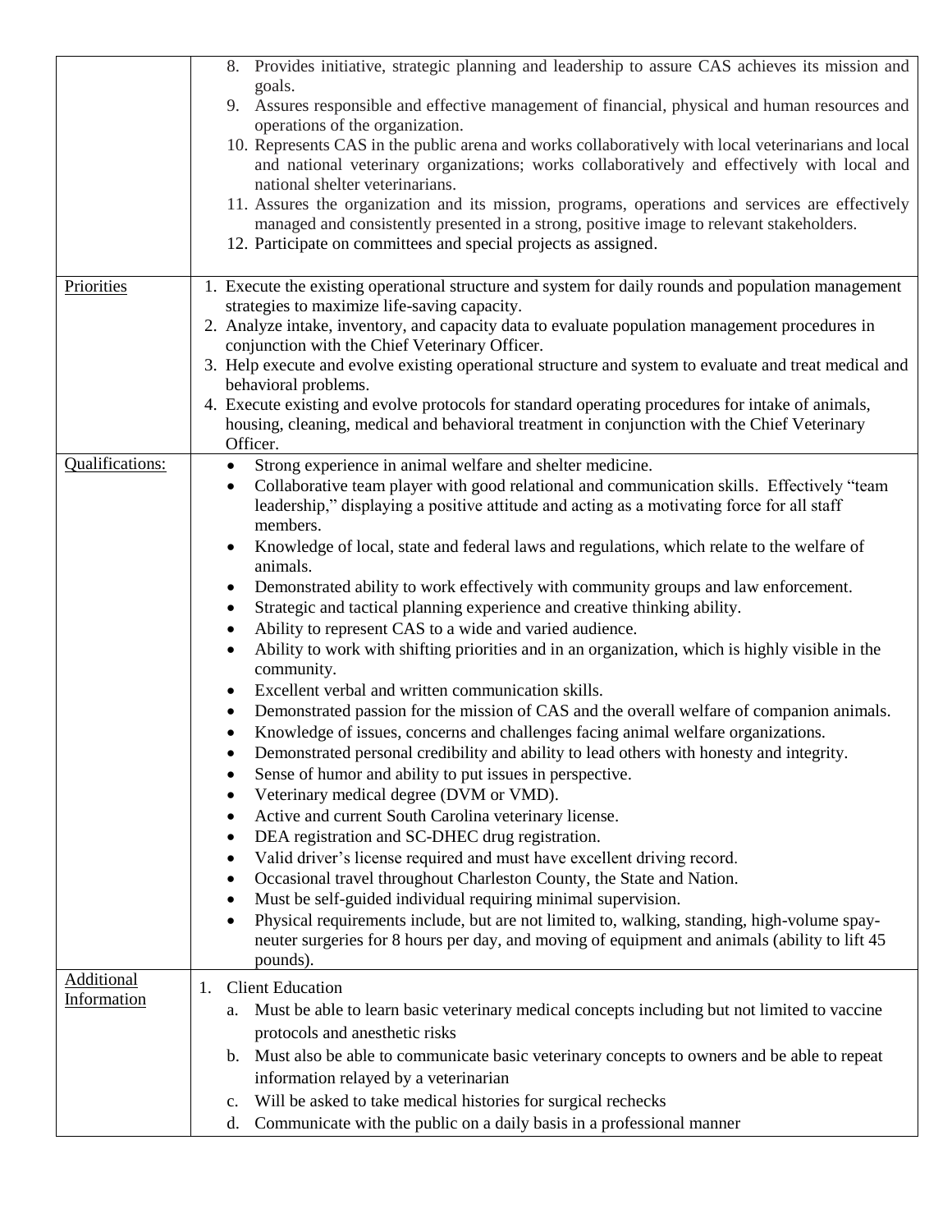| | |
|---|---|
| | 8. Provides initiative, strategic planning and leadership to assure CAS achieves its mission and goals.<br>9. Assures responsible and effective management of financial, physical and human resources and operations of the organization.<br>10. Represents CAS in the public arena and works collaboratively with local veterinarians and local and national veterinary organizations; works collaboratively and effectively with local and national shelter veterinarians.<br>11. Assures the organization and its mission, programs, operations and services are effectively managed and consistently presented in a strong, positive image to relevant stakeholders.<br>12. Participate on committees and special projects as assigned. |
| Priorities | 1. Execute the existing operational structure and system for daily rounds and population management strategies to maximize life-saving capacity.<br>2. Analyze intake, inventory, and capacity data to evaluate population management procedures in conjunction with the Chief Veterinary Officer.<br>3. Help execute and evolve existing operational structure and system to evaluate and treat medical and behavioral problems.<br>4. Execute existing and evolve protocols for standard operating procedures for intake of animals, housing, cleaning, medical and behavioral treatment in conjunction with the Chief Veterinary Officer. |
| Qualifications: | • Strong experience in animal welfare and shelter medicine.<br>• Collaborative team player with good relational and communication skills. Effectively "team leadership," displaying a positive attitude and acting as a motivating force for all staff members.<br>• Knowledge of local, state and federal laws and regulations, which relate to the welfare of animals.<br>• Demonstrated ability to work effectively with community groups and law enforcement.<br>• Strategic and tactical planning experience and creative thinking ability.<br>• Ability to represent CAS to a wide and varied audience.<br>• Ability to work with shifting priorities and in an organization, which is highly visible in the community.<br>• Excellent verbal and written communication skills.<br>• Demonstrated passion for the mission of CAS and the overall welfare of companion animals.<br>• Knowledge of issues, concerns and challenges facing animal welfare organizations.<br>• Demonstrated personal credibility and ability to lead others with honesty and integrity.<br>• Sense of humor and ability to put issues in perspective.<br>• Veterinary medical degree (DVM or VMD).<br>• Active and current South Carolina veterinary license.<br>• DEA registration and SC-DHEC drug registration.<br>• Valid driver's license required and must have excellent driving record.<br>• Occasional travel throughout Charleston County, the State and Nation.<br>• Must be self-guided individual requiring minimal supervision.<br>• Physical requirements include, but are not limited to, walking, standing, high-volume spay-neuter surgeries for 8 hours per day, and moving of equipment and animals (ability to lift 45 pounds). |
| Additional Information | 1. Client Education<br>a. Must be able to learn basic veterinary medical concepts including but not limited to vaccine protocols and anesthetic risks<br>b. Must also be able to communicate basic veterinary concepts to owners and be able to repeat information relayed by a veterinarian<br>c. Will be asked to take medical histories for surgical rechecks<br>d. Communicate with the public on a daily basis in a professional manner |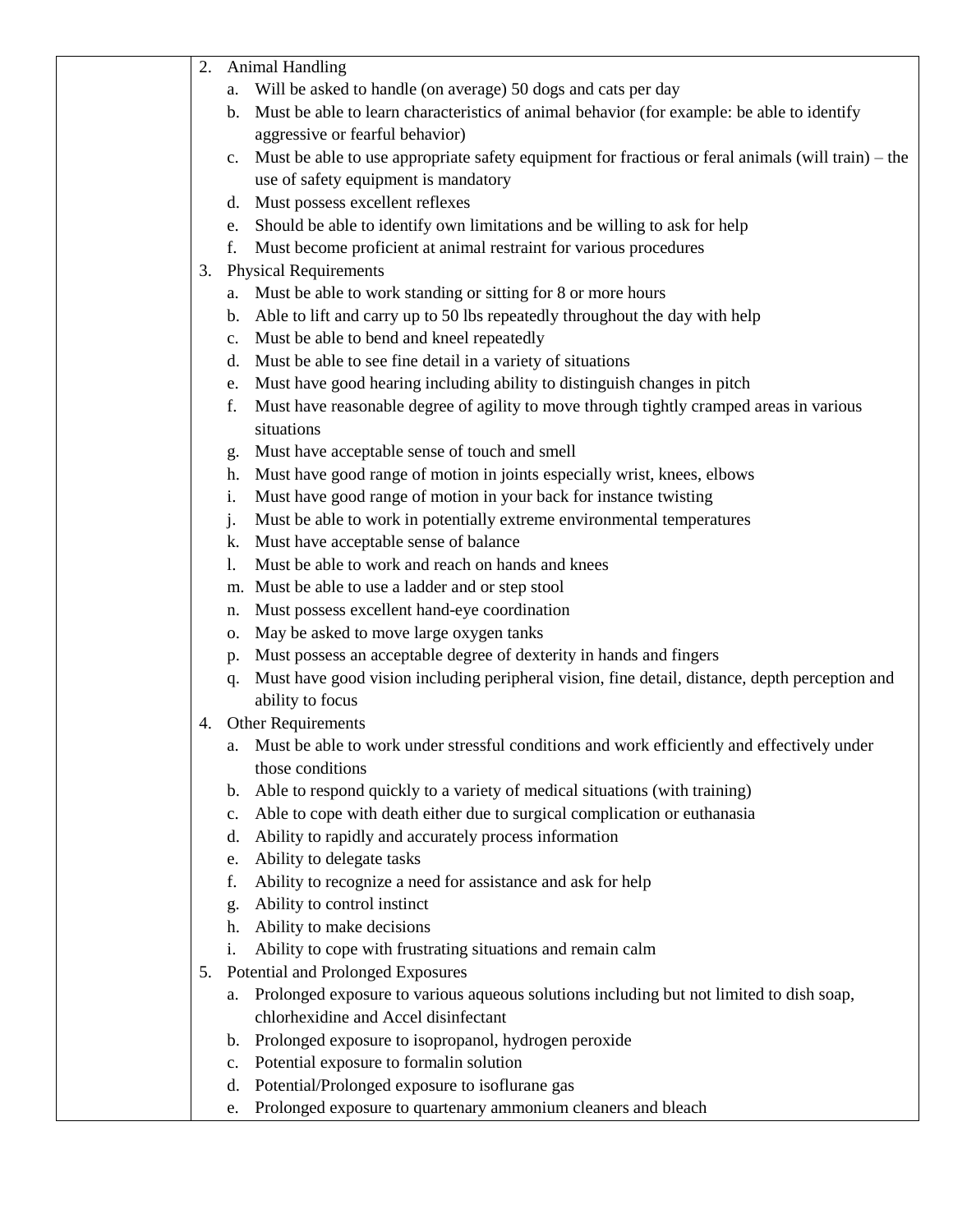2. Animal Handling
    a. Will be asked to handle (on average) 50 dogs and cats per day
    b. Must be able to learn characteristics of animal behavior (for example: be able to identify aggressive or fearful behavior)
    c. Must be able to use appropriate safety equipment for fractious or feral animals (will train) – the use of safety equipment is mandatory
    d. Must possess excellent reflexes
    e. Should be able to identify own limitations and be willing to ask for help
    f. Must become proficient at animal restraint for various procedures
3. Physical Requirements
    a. Must be able to work standing or sitting for 8 or more hours
    b. Able to lift and carry up to 50 lbs repeatedly throughout the day with help
    c. Must be able to bend and kneel repeatedly
    d. Must be able to see fine detail in a variety of situations
    e. Must have good hearing including ability to distinguish changes in pitch
    f. Must have reasonable degree of agility to move through tightly cramped areas in various situations
    g. Must have acceptable sense of touch and smell
    h. Must have good range of motion in joints especially wrist, knees, elbows
    i. Must have good range of motion in your back for instance twisting
    j. Must be able to work in potentially extreme environmental temperatures
    k. Must have acceptable sense of balance
    l. Must be able to work and reach on hands and knees
    m. Must be able to use a ladder and or step stool
    n. Must possess excellent hand-eye coordination
    o. May be asked to move large oxygen tanks
    p. Must possess an acceptable degree of dexterity in hands and fingers
    q. Must have good vision including peripheral vision, fine detail, distance, depth perception and ability to focus
4. Other Requirements
    a. Must be able to work under stressful conditions and work efficiently and effectively under those conditions
    b. Able to respond quickly to a variety of medical situations (with training)
    c. Able to cope with death either due to surgical complication or euthanasia
    d. Ability to rapidly and accurately process information
    e. Ability to delegate tasks
    f. Ability to recognize a need for assistance and ask for help
    g. Ability to control instinct
    h. Ability to make decisions
    i. Ability to cope with frustrating situations and remain calm
5. Potential and Prolonged Exposures
    a. Prolonged exposure to various aqueous solutions including but not limited to dish soap, chlorhexidine and Accel disinfectant
    b. Prolonged exposure to isopropanol, hydrogen peroxide
    c. Potential exposure to formalin solution
    d. Potential/Prolonged exposure to isoflurane gas
    e. Prolonged exposure to quartenary ammonium cleaners and bleach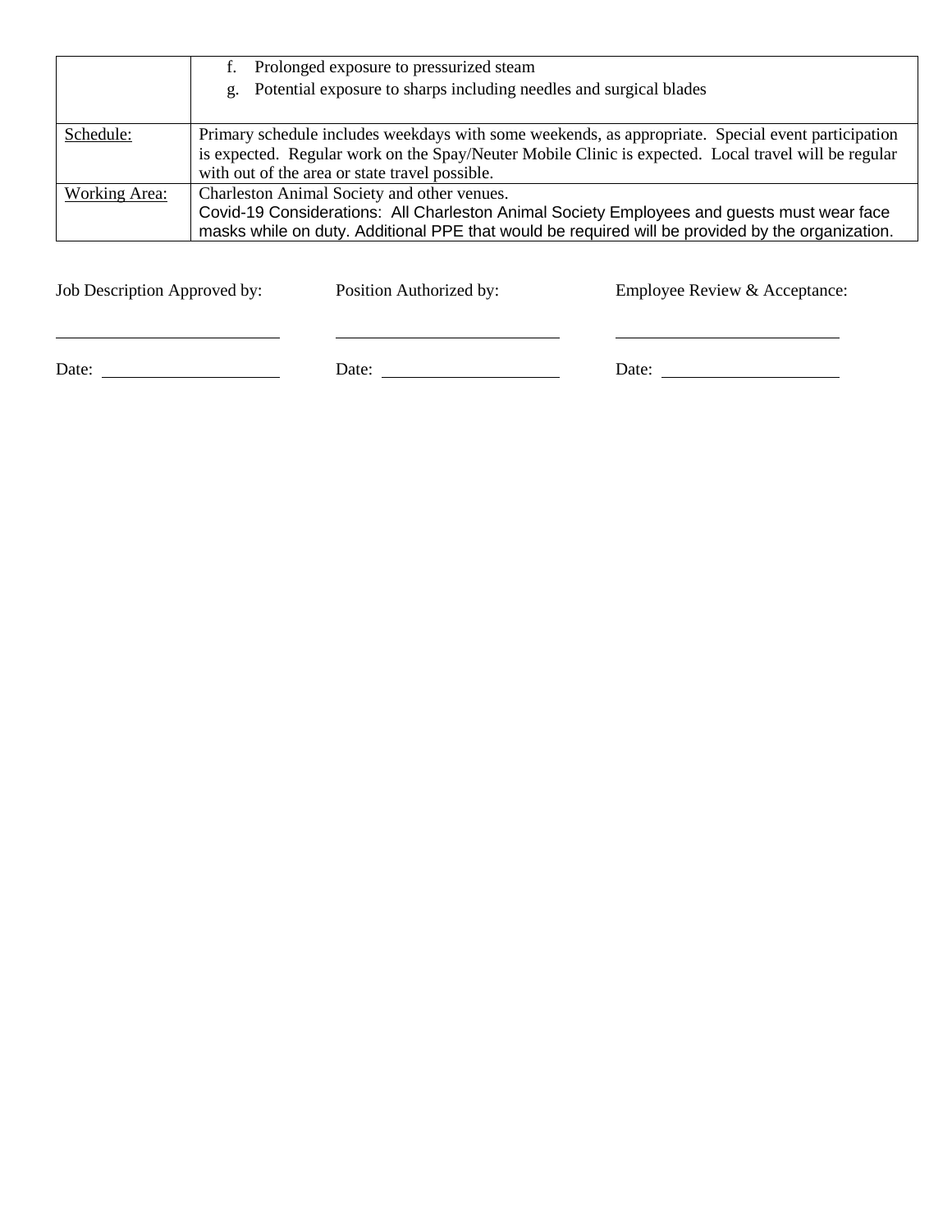| | |
|---|---|
| | f. Prolonged exposure to pressurized steam<br>g. Potential exposure to sharps including needles and surgical blades |
| Schedule: | Primary schedule includes weekdays with some weekends, as appropriate. Special event participation is expected. Regular work on the Spay/Neuter Mobile Clinic is expected. Local travel will be regular with out of the area or state travel possible. |
| Working Area: | Charleston Animal Society and other venues.<br>Covid-19 Considerations: All Charleston Animal Society Employees and guests must wear face masks while on duty. Additional PPE that would be required will be provided by the organization. |

Job Description Approved by: \_\_\_\_\_\_\_\_\_\_\_\_\_\_\_\_\_\_\_\_\_\_\_\_

Date: \_\_\_\_\_\_\_\_\_\_\_\_\_\_\_\_\_\_\_\_

Position Authorized by: \_\_\_\_\_\_\_\_\_\_\_\_\_\_\_\_\_\_\_\_\_\_\_\_

Date: \_\_\_\_\_\_\_\_\_\_\_\_\_\_\_\_\_\_\_\_

Employee Review & Acceptance: \_\_\_\_\_\_\_\_\_\_\_\_\_\_\_\_\_\_\_\_\_\_\_\_

Date: \_\_\_\_\_\_\_\_\_\_\_\_\_\_\_\_\_\_\_\_